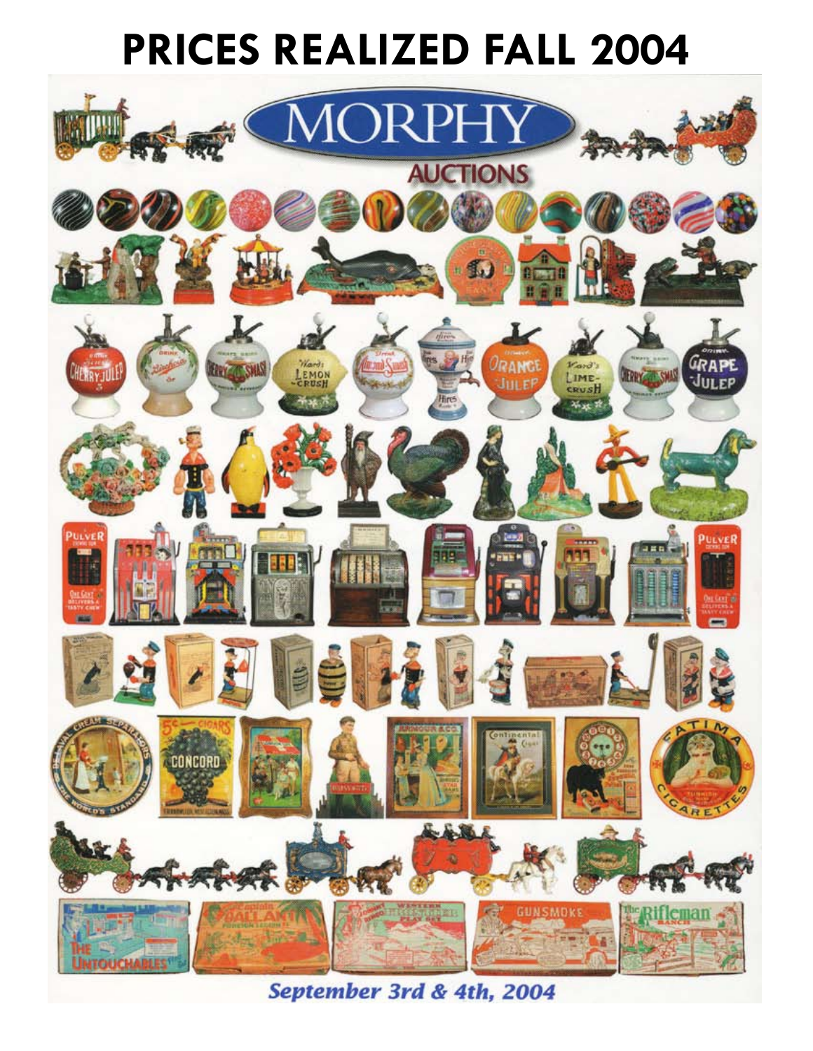# PRICES REALIZED FALL 2004

MORPHY AUCTIONS

September 3rd & 4th, 2004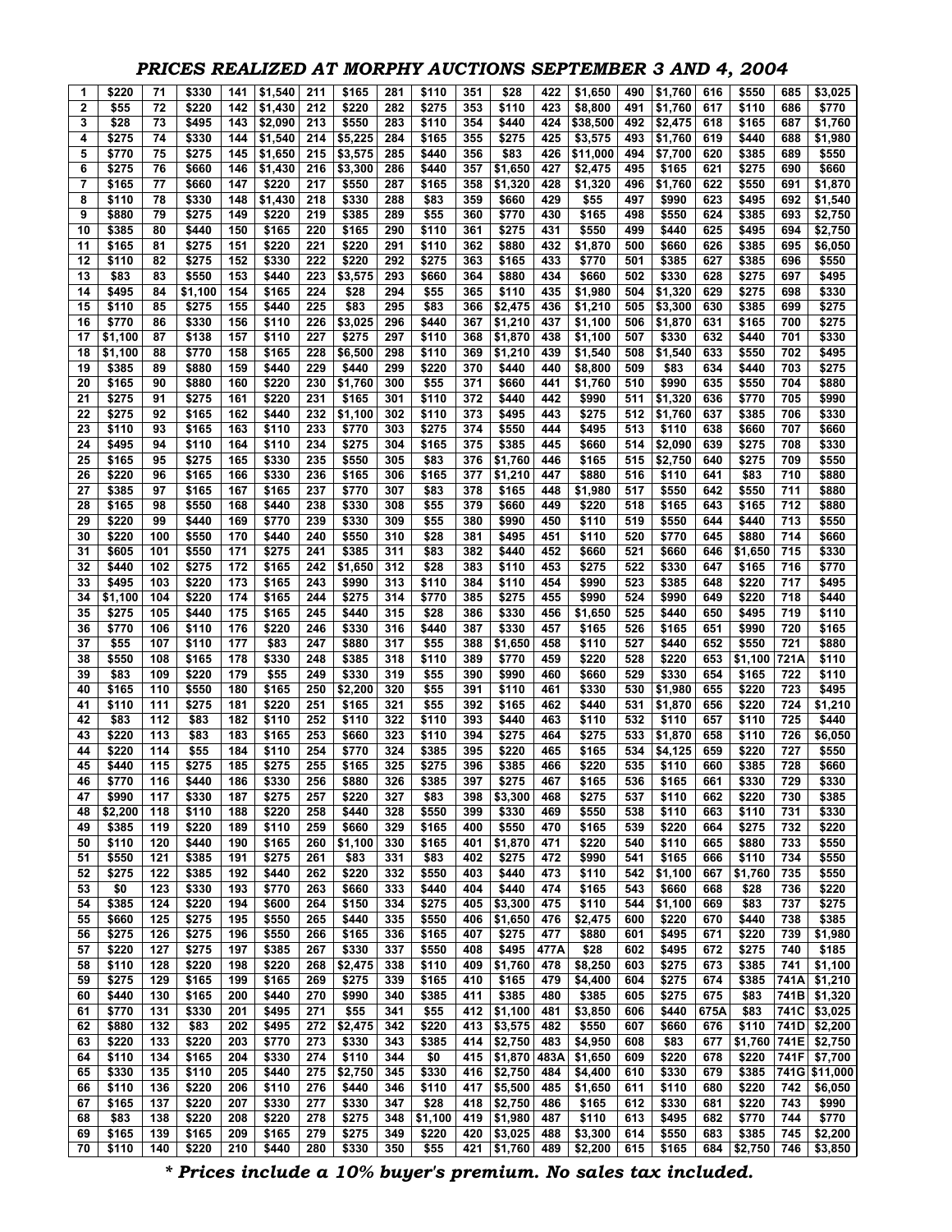# PRICES REALIZED AT MORPHY AUCTIONS SEPTEMBER 3 AND 4, 2004

| Lot | Price | Lot | Price | Lot | Price | Lot | Price | Lot | Price | Lot | Price | Lot | Price | Lot | Price | Lot | Price | Lot | Price |
|---|---|---|---|---|---|---|---|---|---|---|---|---|---|---|---|---|---|---|---|
| 1 | $220 | 71 | $330 | 141 | $1,540 | 211 | $165 | 281 | $110 | 351 | $28 | 422 | $1,650 | 490 | $1,760 | 616 | $550 | 685 | $3,025 |
| 2 | $55 | 72 | $220 | 142 | $1,430 | 212 | $220 | 282 | $275 | 353 | $110 | 423 | $8,800 | 491 | $1,760 | 617 | $110 | 686 | $770 |
| 3 | $28 | 73 | $495 | 143 | $2,090 | 213 | $550 | 283 | $110 | 354 | $440 | 424 | $38,500 | 492 | $2,475 | 618 | $165 | 687 | $1,760 |
| 4 | $275 | 74 | $330 | 144 | $1,540 | 214 | $5,225 | 284 | $165 | 355 | $275 | 425 | $3,575 | 493 | $1,760 | 619 | $440 | 688 | $1,980 |
| 5 | $770 | 75 | $275 | 145 | $1,650 | 215 | $3,575 | 285 | $440 | 356 | $83 | 426 | $11,000 | 494 | $7,700 | 620 | $385 | 689 | $550 |
| 6 | $275 | 76 | $660 | 146 | $1,430 | 216 | $3,300 | 286 | $440 | 357 | $1,650 | 427 | $2,475 | 495 | $165 | 621 | $275 | 690 | $660 |
| 7 | $165 | 77 | $660 | 147 | $220 | 217 | $550 | 287 | $165 | 358 | $1,320 | 428 | $1,320 | 496 | $1,760 | 622 | $550 | 691 | $1,870 |
| 8 | $110 | 78 | $330 | 148 | $1,430 | 218 | $330 | 288 | $83 | 359 | $660 | 429 | $55 | 497 | $990 | 623 | $495 | 692 | $1,540 |
| 9 | $880 | 79 | $275 | 149 | $220 | 219 | $385 | 289 | $55 | 360 | $770 | 430 | $165 | 498 | $550 | 624 | $385 | 693 | $2,750 |
| 10 | $385 | 80 | $440 | 150 | $165 | 220 | $165 | 290 | $110 | 361 | $275 | 431 | $550 | 499 | $440 | 625 | $495 | 694 | $2,750 |
| 11 | $165 | 81 | $275 | 151 | $220 | 221 | $220 | 291 | $110 | 362 | $880 | 432 | $1,870 | 500 | $660 | 626 | $385 | 695 | $6,050 |
| 12 | $110 | 82 | $275 | 152 | $330 | 222 | $220 | 292 | $275 | 363 | $165 | 433 | $770 | 501 | $385 | 627 | $385 | 696 | $550 |
| 13 | $83 | 83 | $550 | 153 | $440 | 223 | $3,575 | 293 | $660 | 364 | $880 | 434 | $660 | 502 | $330 | 628 | $275 | 697 | $495 |
| 14 | $495 | 84 | $1,100 | 154 | $165 | 224 | $28 | 294 | $55 | 365 | $110 | 435 | $1,980 | 504 | $1,320 | 629 | $275 | 698 | $330 |
| 15 | $110 | 85 | $275 | 155 | $440 | 225 | $83 | 295 | $83 | 366 | $2,475 | 436 | $1,210 | 505 | $3,300 | 630 | $385 | 699 | $275 |
| 16 | $770 | 86 | $330 | 156 | $110 | 226 | $3,025 | 296 | $440 | 367 | $1,210 | 437 | $1,100 | 506 | $1,870 | 631 | $165 | 700 | $275 |
| 17 | $1,100 | 87 | $138 | 157 | $110 | 227 | $275 | 297 | $110 | 368 | $1,870 | 438 | $1,100 | 507 | $330 | 632 | $440 | 701 | $330 |
| 18 | $1,100 | 88 | $770 | 158 | $165 | 228 | $6,500 | 298 | $110 | 369 | $1,210 | 439 | $1,540 | 508 | $1,540 | 633 | $550 | 702 | $495 |
| 19 | $385 | 89 | $880 | 159 | $440 | 229 | $440 | 299 | $220 | 370 | $440 | 440 | $8,800 | 509 | $83 | 634 | $440 | 703 | $275 |
| 20 | $165 | 90 | $880 | 160 | $220 | 230 | $1,760 | 300 | $55 | 371 | $660 | 441 | $1,760 | 510 | $990 | 635 | $550 | 704 | $880 |
| 21 | $275 | 91 | $275 | 161 | $220 | 231 | $165 | 301 | $110 | 372 | $440 | 442 | $990 | 511 | $1,320 | 636 | $770 | 705 | $990 |
| 22 | $275 | 92 | $165 | 162 | $440 | 232 | $1,100 | 302 | $110 | 373 | $495 | 443 | $275 | 512 | $1,760 | 637 | $385 | 706 | $330 |
| 23 | $110 | 93 | $165 | 163 | $110 | 233 | $770 | 303 | $275 | 374 | $550 | 444 | $495 | 513 | $110 | 638 | $660 | 707 | $660 |
| 24 | $495 | 94 | $110 | 164 | $110 | 234 | $275 | 304 | $165 | 375 | $385 | 445 | $660 | 514 | $2,090 | 639 | $275 | 708 | $330 |
| 25 | $165 | 95 | $275 | 165 | $330 | 235 | $550 | 305 | $83 | 376 | $1,760 | 446 | $165 | 515 | $2,750 | 640 | $275 | 709 | $550 |
| 26 | $220 | 96 | $165 | 166 | $330 | 236 | $165 | 306 | $165 | 377 | $1,210 | 447 | $880 | 516 | $110 | 641 | $83 | 710 | $880 |
| 27 | $385 | 97 | $165 | 167 | $165 | 237 | $770 | 307 | $83 | 378 | $165 | 448 | $1,980 | 517 | $550 | 642 | $550 | 711 | $880 |
| 28 | $165 | 98 | $550 | 168 | $440 | 238 | $330 | 308 | $55 | 379 | $660 | 449 | $220 | 518 | $165 | 643 | $165 | 712 | $880 |
| 29 | $220 | 99 | $440 | 169 | $770 | 239 | $330 | 309 | $55 | 380 | $990 | 450 | $110 | 519 | $550 | 644 | $440 | 713 | $550 |
| 30 | $220 | 100 | $550 | 170 | $440 | 240 | $550 | 310 | $28 | 381 | $495 | 451 | $110 | 520 | $770 | 645 | $880 | 714 | $660 |
| 31 | $605 | 101 | $550 | 171 | $275 | 241 | $385 | 311 | $83 | 382 | $440 | 452 | $660 | 521 | $660 | 646 | $1,650 | 715 | $330 |
| 32 | $440 | 102 | $275 | 172 | $165 | 242 | $1,650 | 312 | $28 | 383 | $110 | 453 | $275 | 522 | $330 | 647 | $165 | 716 | $770 |
| 33 | $495 | 103 | $220 | 173 | $165 | 243 | $990 | 313 | $110 | 384 | $110 | 454 | $990 | 523 | $385 | 648 | $220 | 717 | $495 |
| 34 | $1,100 | 104 | $220 | 174 | $165 | 244 | $275 | 314 | $770 | 385 | $275 | 455 | $990 | 524 | $990 | 649 | $220 | 718 | $440 |
| 35 | $275 | 105 | $440 | 175 | $165 | 245 | $440 | 315 | $28 | 386 | $330 | 456 | $1,650 | 525 | $440 | 650 | $495 | 719 | $110 |
| 36 | $770 | 106 | $110 | 176 | $220 | 246 | $330 | 316 | $440 | 387 | $330 | 457 | $165 | 526 | $165 | 651 | $990 | 720 | $165 |
| 37 | $55 | 107 | $110 | 177 | $83 | 247 | $880 | 317 | $55 | 388 | $1,650 | 458 | $110 | 527 | $440 | 652 | $550 | 721 | $880 |
| 38 | $550 | 108 | $165 | 178 | $330 | 248 | $385 | 318 | $110 | 389 | $770 | 459 | $220 | 528 | $220 | 653 | $1,100 | 721A | $110 |
| 39 | $83 | 109 | $220 | 179 | $55 | 249 | $330 | 319 | $55 | 390 | $990 | 460 | $660 | 529 | $330 | 654 | $165 | 722 | $110 |
| 40 | $165 | 110 | $550 | 180 | $165 | 250 | $2,200 | 320 | $55 | 391 | $110 | 461 | $330 | 530 | $1,980 | 655 | $220 | 723 | $495 |
| 41 | $110 | 111 | $275 | 181 | $220 | 251 | $165 | 321 | $55 | 392 | $165 | 462 | $440 | 531 | $1,870 | 656 | $220 | 724 | $1,210 |
| 42 | $83 | 112 | $83 | 182 | $110 | 252 | $110 | 322 | $110 | 393 | $440 | 463 | $110 | 532 | $110 | 657 | $110 | 725 | $440 |
| 43 | $220 | 113 | $83 | 183 | $165 | 253 | $660 | 323 | $110 | 394 | $275 | 464 | $275 | 533 | $1,870 | 658 | $110 | 726 | $6,050 |
| 44 | $220 | 114 | $55 | 184 | $110 | 254 | $770 | 324 | $385 | 395 | $220 | 465 | $165 | 534 | $4,125 | 659 | $220 | 727 | $550 |
| 45 | $440 | 115 | $275 | 185 | $275 | 255 | $165 | 325 | $275 | 396 | $385 | 466 | $220 | 535 | $110 | 660 | $385 | 728 | $660 |
| 46 | $770 | 116 | $440 | 186 | $330 | 256 | $880 | 326 | $385 | 397 | $275 | 467 | $165 | 536 | $165 | 661 | $330 | 729 | $330 |
| 47 | $990 | 117 | $330 | 187 | $275 | 257 | $220 | 327 | $83 | 398 | $3,300 | 468 | $275 | 537 | $110 | 662 | $220 | 730 | $385 |
| 48 | $2,200 | 118 | $110 | 188 | $220 | 258 | $440 | 328 | $550 | 399 | $330 | 469 | $550 | 538 | $110 | 663 | $110 | 731 | $330 |
| 49 | $385 | 119 | $220 | 189 | $110 | 259 | $660 | 329 | $165 | 400 | $550 | 470 | $165 | 539 | $220 | 664 | $275 | 732 | $220 |
| 50 | $110 | 120 | $440 | 190 | $165 | 260 | $1,100 | 330 | $165 | 401 | $1,870 | 471 | $220 | 540 | $110 | 665 | $880 | 733 | $550 |
| 51 | $550 | 121 | $385 | 191 | $275 | 261 | $83 | 331 | $83 | 402 | $275 | 472 | $990 | 541 | $165 | 666 | $110 | 734 | $550 |
| 52 | $275 | 122 | $385 | 192 | $440 | 262 | $220 | 332 | $550 | 403 | $440 | 473 | $110 | 542 | $1,100 | 667 | $1,760 | 735 | $550 |
| 53 | $0 | 123 | $330 | 193 | $770 | 263 | $660 | 333 | $440 | 404 | $440 | 474 | $165 | 543 | $660 | 668 | $28 | 736 | $220 |
| 54 | $385 | 124 | $220 | 194 | $600 | 264 | $150 | 334 | $275 | 405 | $3,300 | 475 | $110 | 544 | $1,100 | 669 | $83 | 737 | $275 |
| 55 | $660 | 125 | $275 | 195 | $550 | 265 | $440 | 335 | $550 | 406 | $1,650 | 476 | $2,475 | 600 | $220 | 670 | $440 | 738 | $385 |
| 56 | $275 | 126 | $275 | 196 | $550 | 266 | $165 | 336 | $165 | 407 | $275 | 477 | $880 | 601 | $495 | 671 | $220 | 739 | $1,980 |
| 57 | $220 | 127 | $275 | 197 | $385 | 267 | $330 | 337 | $550 | 408 | $495 | 477A | $28 | 602 | $495 | 672 | $275 | 740 | $185 |
| 58 | $110 | 128 | $220 | 198 | $220 | 268 | $2,475 | 338 | $110 | 409 | $1,760 | 478 | $8,250 | 603 | $275 | 673 | $385 | 741 | $1,100 |
| 59 | $275 | 129 | $165 | 199 | $165 | 269 | $275 | 339 | $165 | 410 | $165 | 479 | $4,400 | 604 | $275 | 674 | $385 | 741A | $1,210 |
| 60 | $440 | 130 | $165 | 200 | $440 | 270 | $990 | 340 | $385 | 411 | $385 | 480 | $385 | 605 | $275 | 675 | $83 | 741B | $1,320 |
| 61 | $770 | 131 | $330 | 201 | $495 | 271 | $55 | 341 | $55 | 412 | $1,100 | 481 | $3,850 | 606 | $440 | 675A | $83 | 741C | $3,025 |
| 62 | $880 | 132 | $83 | 202 | $495 | 272 | $2,475 | 342 | $220 | 413 | $3,575 | 482 | $550 | 607 | $660 | 676 | $110 | 741D | $2,200 |
| 63 | $220 | 133 | $220 | 203 | $770 | 273 | $330 | 343 | $385 | 414 | $2,750 | 483 | $4,950 | 608 | $83 | 677 | $1,760 | 741E | $2,750 |
| 64 | $110 | 134 | $165 | 204 | $330 | 274 | $110 | 344 | $0 | 415 | $1,870 | 483A | $1,650 | 609 | $220 | 678 | $220 | 741F | $7,700 |
| 65 | $330 | 135 | $110 | 205 | $440 | 275 | $2,750 | 345 | $330 | 416 | $2,750 | 484 | $4,400 | 610 | $330 | 679 | $385 | 741G | $11,000 |
| 66 | $110 | 136 | $220 | 206 | $110 | 276 | $440 | 346 | $110 | 417 | $5,500 | 485 | $1,650 | 611 | $110 | 680 | $220 | 742 | $6,050 |
| 67 | $165 | 137 | $220 | 207 | $330 | 277 | $330 | 347 | $28 | 418 | $2,750 | 486 | $165 | 612 | $330 | 681 | $220 | 743 | $990 |
| 68 | $83 | 138 | $220 | 208 | $220 | 278 | $275 | 348 | $1,100 | 419 | $1,980 | 487 | $110 | 613 | $495 | 682 | $770 | 744 | $770 |
| 69 | $165 | 139 | $165 | 209 | $165 | 279 | $275 | 349 | $220 | 420 | $3,025 | 488 | $3,300 | 614 | $550 | 683 | $385 | 745 | $2,200 |
| 70 | $110 | 140 | $220 | 210 | $440 | 280 | $330 | 350 | $55 | 421 | $1,760 | 489 | $2,200 | 615 | $165 | 684 | $2,750 | 746 | $3,850 |

***\* Prices include a 10% buyer's premium. No sales tax included.***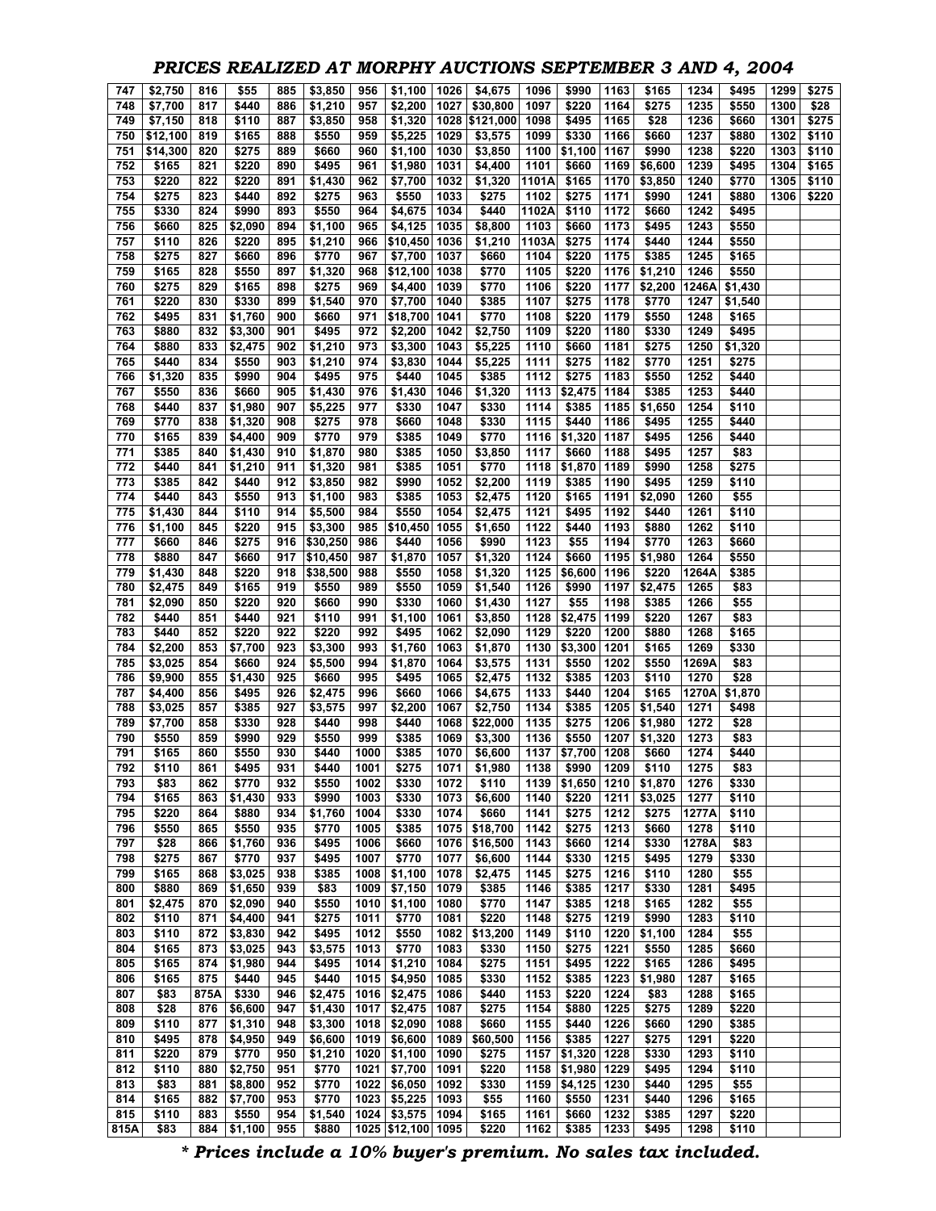## *PRICES REALIZED AT MORPHY AUCTIONS SEPTEMBER 3 AND 4, 2004*

| | | | | | | | | | | | | | | | | | | | |
|---|---|---|---|---|---|---|---|---|---|---|---|---|---|---|---|---|---|---|---|
| 747 | $2,750 | 816 | $55 | 885 | $3,850 | 956 | $1,100 | 1026 | $4,675 | 1096 | $990 | 1163 | $165 | 1234 | $495 | 1299 | $275 |
| 748 | $7,700 | 817 | $440 | 886 | $1,210 | 957 | $2,200 | 1027 | $30,800 | 1097 | $220 | 1164 | $275 | 1235 | $550 | 1300 | $28 |
| 749 | $7,150 | 818 | $110 | 887 | $3,850 | 958 | $1,320 | 1028 | $121,000 | 1098 | $495 | 1165 | $28 | 1236 | $660 | 1301 | $275 |
| 750 | $12,100 | 819 | $165 | 888 | $550 | 959 | $5,225 | 1029 | $3,575 | 1099 | $330 | 1166 | $660 | 1237 | $880 | 1302 | $110 |
| 751 | $14,300 | 820 | $275 | 889 | $660 | 960 | $1,100 | 1030 | $3,850 | 1100 | $1,100 | 1167 | $990 | 1238 | $220 | 1303 | $110 |
| 752 | $165 | 821 | $220 | 890 | $495 | 961 | $1,980 | 1031 | $4,400 | 1101 | $660 | 1169 | $6,600 | 1239 | $495 | 1304 | $165 |
| 753 | $220 | 822 | $220 | 891 | $1,430 | 962 | $7,700 | 1032 | $1,320 | 1101A | $165 | 1170 | $3,850 | 1240 | $770 | 1305 | $110 |
| 754 | $275 | 823 | $440 | 892 | $275 | 963 | $550 | 1033 | $275 | 1102 | $275 | 1171 | $990 | 1241 | $880 | 1306 | $220 |
| 755 | $330 | 824 | $990 | 893 | $550 | 964 | $4,675 | 1034 | $440 | 1102A | $110 | 1172 | $660 | 1242 | $495 | | |
| 756 | $660 | 825 | $2,090 | 894 | $1,100 | 965 | $4,125 | 1035 | $8,800 | 1103 | $660 | 1173 | $495 | 1243 | $550 | | |
| 757 | $110 | 826 | $220 | 895 | $1,210 | 966 | $10,450 | 1036 | $1,210 | 1103A | $275 | 1174 | $440 | 1244 | $550 | | |
| 758 | $275 | 827 | $660 | 896 | $770 | 967 | $7,700 | 1037 | $660 | 1104 | $220 | 1175 | $385 | 1245 | $165 | | |
| 759 | $165 | 828 | $550 | 897 | $1,320 | 968 | $12,100 | 1038 | $770 | 1105 | $220 | 1176 | $1,210 | 1246 | $550 | | |
| 760 | $275 | 829 | $165 | 898 | $275 | 969 | $4,400 | 1039 | $770 | 1106 | $220 | 1177 | $2,200 | 1246A | $1,430 | | |
| 761 | $220 | 830 | $330 | 899 | $1,540 | 970 | $7,700 | 1040 | $385 | 1107 | $275 | 1178 | $770 | 1247 | $1,540 | | |
| 762 | $495 | 831 | $1,760 | 900 | $660 | 971 | $18,700 | 1041 | $770 | 1108 | $220 | 1179 | $550 | 1248 | $165 | | |
| 763 | $880 | 832 | $3,300 | 901 | $495 | 972 | $2,200 | 1042 | $2,750 | 1109 | $220 | 1180 | $330 | 1249 | $495 | | |
| 764 | $880 | 833 | $2,475 | 902 | $1,210 | 973 | $3,300 | 1043 | $5,225 | 1110 | $660 | 1181 | $275 | 1250 | $1,320 | | |
| 765 | $440 | 834 | $550 | 903 | $1,210 | 974 | $3,830 | 1044 | $5,225 | 1111 | $275 | 1182 | $770 | 1251 | $275 | | |
| 766 | $1,320 | 835 | $990 | 904 | $495 | 975 | $440 | 1045 | $385 | 1112 | $275 | 1183 | $550 | 1252 | $440 | | |
| 767 | $550 | 836 | $660 | 905 | $1,430 | 976 | $1,430 | 1046 | $1,320 | 1113 | $2,475 | 1184 | $385 | 1253 | $440 | | |
| 768 | $440 | 837 | $1,980 | 907 | $5,225 | 977 | $330 | 1047 | $330 | 1114 | $385 | 1185 | $1,650 | 1254 | $110 | | |
| 769 | $770 | 838 | $1,320 | 908 | $275 | 978 | $660 | 1048 | $330 | 1115 | $440 | 1186 | $495 | 1255 | $440 | | |
| 770 | $165 | 839 | $4,400 | 909 | $770 | 979 | $385 | 1049 | $770 | 1116 | $1,320 | 1187 | $495 | 1256 | $440 | | |
| 771 | $385 | 840 | $1,430 | 910 | $1,870 | 980 | $385 | 1050 | $3,850 | 1117 | $660 | 1188 | $495 | 1257 | $83 | | |
| 772 | $440 | 841 | $1,210 | 911 | $1,320 | 981 | $385 | 1051 | $770 | 1118 | $1,870 | 1189 | $990 | 1258 | $275 | | |
| 773 | $385 | 842 | $440 | 912 | $3,850 | 982 | $990 | 1052 | $2,200 | 1119 | $385 | 1190 | $495 | 1259 | $110 | | |
| 774 | $440 | 843 | $550 | 913 | $1,100 | 983 | $385 | 1053 | $2,475 | 1120 | $165 | 1191 | $2,090 | 1260 | $55 | | |
| 775 | $1,430 | 844 | $110 | 914 | $5,500 | 984 | $550 | 1054 | $2,475 | 1121 | $495 | 1192 | $440 | 1261 | $110 | | |
| 776 | $1,100 | 845 | $220 | 915 | $3,300 | 985 | $10,450 | 1055 | $1,650 | 1122 | $440 | 1193 | $880 | 1262 | $110 | | |
| 777 | $660 | 846 | $275 | 916 | $30,250 | 986 | $440 | 1056 | $990 | 1123 | $55 | 1194 | $770 | 1263 | $660 | | |
| 778 | $880 | 847 | $660 | 917 | $10,450 | 987 | $1,870 | 1057 | $1,320 | 1124 | $660 | 1195 | $1,980 | 1264 | $550 | | |
| 779 | $1,430 | 848 | $220 | 918 | $38,500 | 988 | $550 | 1058 | $1,320 | 1125 | $6,600 | 1196 | $220 | 1264A | $385 | | |
| 780 | $2,475 | 849 | $165 | 919 | $550 | 989 | $550 | 1059 | $1,540 | 1126 | $990 | 1197 | $2,475 | 1265 | $83 | | |
| 781 | $2,090 | 850 | $220 | 920 | $660 | 990 | $330 | 1060 | $1,430 | 1127 | $55 | 1198 | $385 | 1266 | $55 | | |
| 782 | $440 | 851 | $440 | 921 | $110 | 991 | $1,100 | 1061 | $3,850 | 1128 | $2,475 | 1199 | $220 | 1267 | $83 | | |
| 783 | $440 | 852 | $220 | 922 | $220 | 992 | $495 | 1062 | $2,090 | 1129 | $220 | 1200 | $880 | 1268 | $165 | | |
| 784 | $2,200 | 853 | $7,700 | 923 | $3,300 | 993 | $1,760 | 1063 | $1,870 | 1130 | $3,300 | 1201 | $165 | 1269 | $330 | | |
| 785 | $3,025 | 854 | $660 | 924 | $5,500 | 994 | $1,870 | 1064 | $3,575 | 1131 | $550 | 1202 | $550 | 1269A | $83 | | |
| 786 | $9,900 | 855 | $1,430 | 925 | $660 | 995 | $495 | 1065 | $2,475 | 1132 | $385 | 1203 | $110 | 1270 | $28 | | |
| 787 | $4,400 | 856 | $495 | 926 | $2,475 | 996 | $660 | 1066 | $4,675 | 1133 | $440 | 1204 | $165 | 1270A | $1,870 | | |
| 788 | $3,025 | 857 | $385 | 927 | $3,575 | 997 | $2,200 | 1067 | $2,750 | 1134 | $385 | 1205 | $1,540 | 1271 | $498 | | |
| 789 | $7,700 | 858 | $330 | 928 | $440 | 998 | $440 | 1068 | $22,000 | 1135 | $275 | 1206 | $1,980 | 1272 | $28 | | |
| 790 | $550 | 859 | $990 | 929 | $550 | 999 | $385 | 1069 | $3,300 | 1136 | $550 | 1207 | $1,320 | 1273 | $83 | | |
| 791 | $165 | 860 | $550 | 930 | $440 | 1000 | $385 | 1070 | $6,600 | 1137 | $7,700 | 1208 | $660 | 1274 | $440 | | |
| 792 | $110 | 861 | $495 | 931 | $440 | 1001 | $275 | 1071 | $1,980 | 1138 | $990 | 1209 | $110 | 1275 | $83 | | |
| 793 | $83 | 862 | $770 | 932 | $550 | 1002 | $330 | 1072 | $110 | 1139 | $1,650 | 1210 | $1,870 | 1276 | $330 | | |
| 794 | $165 | 863 | $1,430 | 933 | $990 | 1003 | $330 | 1073 | $6,600 | 1140 | $220 | 1211 | $3,025 | 1277 | $110 | | |
| 795 | $220 | 864 | $880 | 934 | $1,760 | 1004 | $330 | 1074 | $660 | 1141 | $275 | 1212 | $275 | 1277A | $110 | | |
| 796 | $550 | 865 | $550 | 935 | $770 | 1005 | $385 | 1075 | $18,700 | 1142 | $275 | 1213 | $660 | 1278 | $110 | | |
| 797 | $28 | 866 | $1,760 | 936 | $495 | 1006 | $660 | 1076 | $16,500 | 1143 | $660 | 1214 | $330 | 1278A | $83 | | |
| 798 | $275 | 867 | $770 | 937 | $495 | 1007 | $770 | 1077 | $6,600 | 1144 | $330 | 1215 | $495 | 1279 | $330 | | |
| 799 | $165 | 868 | $3,025 | 938 | $385 | 1008 | $1,100 | 1078 | $2,475 | 1145 | $275 | 1216 | $110 | 1280 | $55 | | |
| 800 | $880 | 869 | $1,650 | 939 | $83 | 1009 | $7,150 | 1079 | $385 | 1146 | $385 | 1217 | $330 | 1281 | $495 | | |
| 801 | $2,475 | 870 | $2,090 | 940 | $550 | 1010 | $1,100 | 1080 | $770 | 1147 | $385 | 1218 | $165 | 1282 | $55 | | |
| 802 | $110 | 871 | $4,400 | 941 | $275 | 1011 | $770 | 1081 | $220 | 1148 | $275 | 1219 | $990 | 1283 | $110 | | |
| 803 | $110 | 872 | $3,830 | 942 | $495 | 1012 | $550 | 1082 | $13,200 | 1149 | $110 | 1220 | $1,100 | 1284 | $55 | | |
| 804 | $165 | 873 | $3,025 | 943 | $3,575 | 1013 | $770 | 1083 | $330 | 1150 | $275 | 1221 | $550 | 1285 | $660 | | |
| 805 | $165 | 874 | $1,980 | 944 | $495 | 1014 | $1,210 | 1084 | $275 | 1151 | $495 | 1222 | $165 | 1286 | $495 | | |
| 806 | $165 | 875 | $440 | 945 | $440 | 1015 | $4,950 | 1085 | $330 | 1152 | $385 | 1223 | $1,980 | 1287 | $165 | | |
| 807 | $83 | 875A | $330 | 946 | $2,475 | 1016 | $2,475 | 1086 | $440 | 1153 | $220 | 1224 | $83 | 1288 | $165 | | |
| 808 | $28 | 876 | $6,600 | 947 | $1,430 | 1017 | $2,475 | 1087 | $275 | 1154 | $880 | 1225 | $275 | 1289 | $220 | | |
| 809 | $110 | 877 | $1,310 | 948 | $3,300 | 1018 | $2,090 | 1088 | $660 | 1155 | $440 | 1226 | $660 | 1290 | $385 | | |
| 810 | $495 | 878 | $4,950 | 949 | $6,600 | 1019 | $6,600 | 1089 | $60,500 | 1156 | $385 | 1227 | $275 | 1291 | $220 | | |
| 811 | $220 | 879 | $770 | 950 | $1,210 | 1020 | $1,100 | 1090 | $275 | 1157 | $1,320 | 1228 | $330 | 1293 | $110 | | |
| 812 | $110 | 880 | $2,750 | 951 | $770 | 1021 | $7,700 | 1091 | $220 | 1158 | $1,980 | 1229 | $495 | 1294 | $110 | | |
| 813 | $83 | 881 | $8,800 | 952 | $770 | 1022 | $6,050 | 1092 | $330 | 1159 | $4,125 | 1230 | $440 | 1295 | $55 | | |
| 814 | $165 | 882 | $7,700 | 953 | $770 | 1023 | $5,225 | 1093 | $55 | 1160 | $550 | 1231 | $440 | 1296 | $165 | | |
| 815 | $110 | 883 | $550 | 954 | $1,540 | 1024 | $3,575 | 1094 | $165 | 1161 | $660 | 1232 | $385 | 1297 | $220 | | |
| 815A | $83 | 884 | $1,100 | 955 | $880 | 1025 | $12,100 | 1095 | $220 | 1162 | $385 | 1233 | $495 | 1298 | $110 | | |

***\* Prices include a 10% buyer's premium. No sales tax included.***